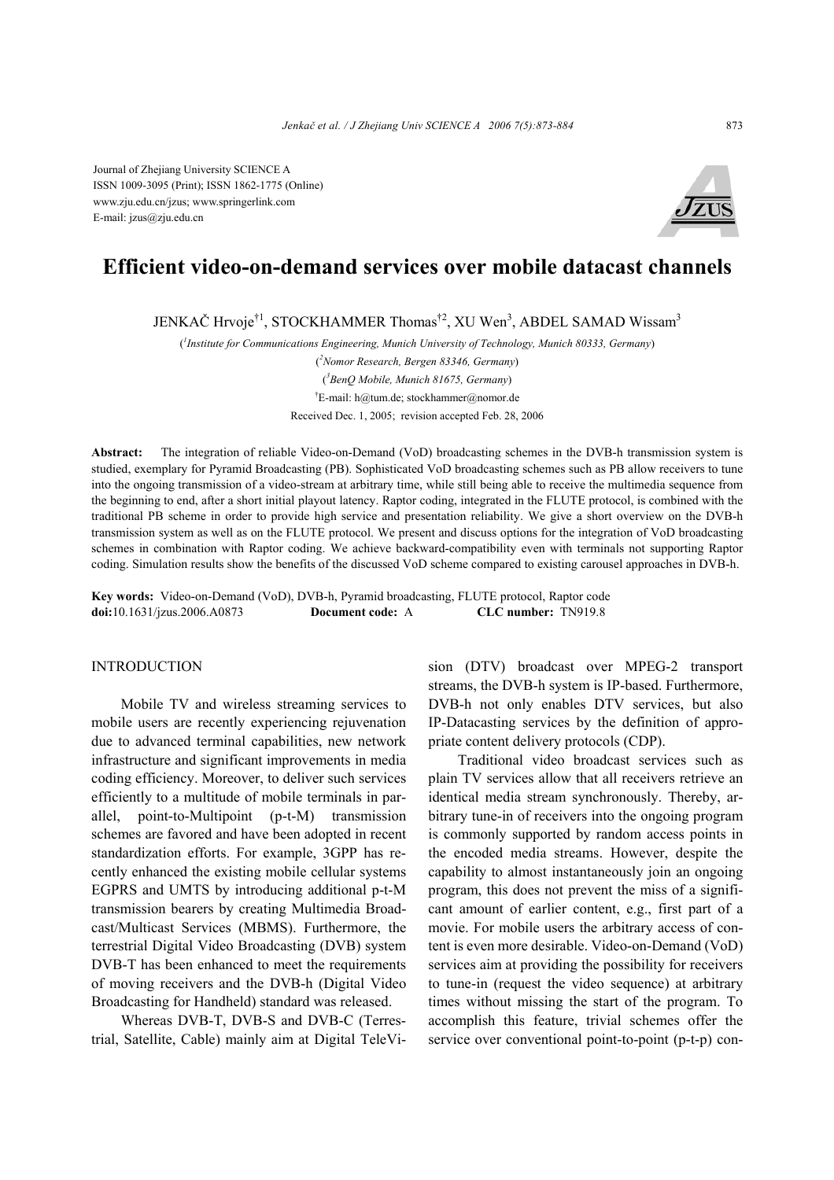Journal of Zhejiang University SCIENCE A
ISSN 1009-3095 (Print); ISSN 1862-1775 (Online)
www.zju.edu.cn/jzus; www.springerlink.com
E-mail: jzus@zju.edu.cn

# Efficient video-on-demand services over mobile datacast channels

JENKAČ Hrvoje[†1], STOCKHAMMER Thomas[†2], XU Wen[3], ABDEL SAMAD Wissam[3]

([1]Institute for Communications Engineering, Munich University of Technology, Munich 80333, Germany)

([2]Nomor Research, Bergen 83346, Germany)

([3]BenQ Mobile, Munich 81675, Germany)

[†]E-mail: h@tum.de; stockhammer@nomor.de

Received Dec. 1, 2005; revision accepted Feb. 28, 2006

**Abstract:** The integration of reliable Video-on-Demand (VoD) broadcasting schemes in the DVB-h transmission system is studied, exemplary for Pyramid Broadcasting (PB). Sophisticated VoD broadcasting schemes such as PB allow receivers to tune into the ongoing transmission of a video-stream at arbitrary time, while still being able to receive the multimedia sequence from the beginning to end, after a short initial playout latency. Raptor coding, integrated in the FLUTE protocol, is combined with the traditional PB scheme in order to provide high service and presentation reliability. We give a short overview on the DVB-h transmission system as well as on the FLUTE protocol. We present and discuss options for the integration of VoD broadcasting schemes in combination with Raptor coding. We achieve backward-compatibility even with terminals not supporting Raptor coding. Simulation results show the benefits of the discussed VoD scheme compared to existing carousel approaches in DVB-h.

**Key words:** Video-on-Demand (VoD), DVB-h, Pyramid broadcasting, FLUTE protocol, Raptor code
**doi:**10.1631/jzus.2006.A0873 **Document code:** A **CLC number:** TN919.8

## INTRODUCTION

Mobile TV and wireless streaming services to mobile users are recently experiencing rejuvenation due to advanced terminal capabilities, new network infrastructure and significant improvements in media coding efficiency. Moreover, to deliver such services efficiently to a multitude of mobile terminals in parallel, point-to-Multipoint (p-t-M) transmission schemes are favored and have been adopted in recent standardization efforts. For example, 3GPP has recently enhanced the existing mobile cellular systems EGPRS and UMTS by introducing additional p-t-M transmission bearers by creating Multimedia Broadcast/Multicast Services (MBMS). Furthermore, the terrestrial Digital Video Broadcasting (DVB) system DVB-T has been enhanced to meet the requirements of moving receivers and the DVB-h (Digital Video Broadcasting for Handheld) standard was released.

Whereas DVB-T, DVB-S and DVB-C (Terrestrial, Satellite, Cable) mainly aim at Digital TeleVision (DTV) broadcast over MPEG-2 transport streams, the DVB-h system is IP-based. Furthermore, DVB-h not only enables DTV services, but also IP-Datacasting services by the definition of appropriate content delivery protocols (CDP).

Traditional video broadcast services such as plain TV services allow that all receivers retrieve an identical media stream synchronously. Thereby, arbitrary tune-in of receivers into the ongoing program is commonly supported by random access points in the encoded media streams. However, despite the capability to almost instantaneously join an ongoing program, this does not prevent the miss of a significant amount of earlier content, e.g., first part of a movie. For mobile users the arbitrary access of content is even more desirable. Video-on-Demand (VoD) services aim at providing the possibility for receivers to tune-in (request the video sequence) at arbitrary times without missing the start of the program. To accomplish this feature, trivial schemes offer the service over conventional point-to-point (p-t-p) con-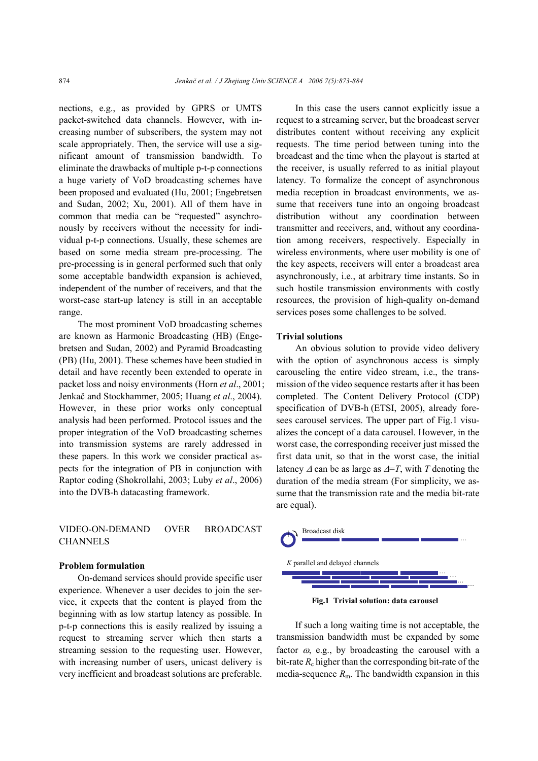nections, e.g., as provided by GPRS or UMTS packet-switched data channels. However, with increasing number of subscribers, the system may not scale appropriately. Then, the service will use a significant amount of transmission bandwidth. To eliminate the drawbacks of multiple p-t-p connections a huge variety of VoD broadcasting schemes have been proposed and evaluated (Hu, 2001; Engebretsen and Sudan, 2002; Xu, 2001). All of them have in common that media can be "requested" asynchronously by receivers without the necessity for individual p-t-p connections. Usually, these schemes are based on some media stream pre-processing. The pre-processing is in general performed such that only some acceptable bandwidth expansion is achieved, independent of the number of receivers, and that the worst-case start-up latency is still in an acceptable range.

The most prominent VoD broadcasting schemes are known as Harmonic Broadcasting (HB) (Engebretsen and Sudan, 2002) and Pyramid Broadcasting (PB) (Hu, 2001). These schemes have been studied in detail and have recently been extended to operate in packet loss and noisy environments (Horn *et al*., 2001; Jenkač and Stockhammer, 2005; Huang *et al*., 2004). However, in these prior works only conceptual analysis had been performed. Protocol issues and the proper integration of the VoD broadcasting schemes into transmission systems are rarely addressed in these papers. In this work we consider practical aspects for the integration of PB in conjunction with Raptor coding (Shokrollahi, 2003; Luby *et al*., 2006) into the DVB-h datacasting framework.

## VIDEO-ON-DEMAND OVER BROADCAST CHANNELS

### Problem formulation

On-demand services should provide specific user experience. Whenever a user decides to join the service, it expects that the content is played from the beginning with as low startup latency as possible. In p-t-p connections this is easily realized by issuing a request to streaming server which then starts a streaming session to the requesting user. However, with increasing number of users, unicast delivery is very inefficient and broadcast solutions are preferable.

In this case the users cannot explicitly issue a request to a streaming server, but the broadcast server distributes content without receiving any explicit requests. The time period between tuning into the broadcast and the time when the playout is started at the receiver, is usually referred to as initial playout latency. To formalize the concept of asynchronous media reception in broadcast environments, we assume that receivers tune into an ongoing broadcast distribution without any coordination between transmitter and receivers, and, without any coordination among receivers, respectively. Especially in wireless environments, where user mobility is one of the key aspects, receivers will enter a broadcast area asynchronously, i.e., at arbitrary time instants. So in such hostile transmission environments with costly resources, the provision of high-quality on-demand services poses some challenges to be solved.

### Trivial solutions

An obvious solution to provide video delivery with the option of asynchronous access is simply carouseling the entire video stream, i.e., the transmission of the video sequence restarts after it has been completed. The Content Delivery Protocol (CDP) specification of DVB-h (ETSI, 2005), already foresees carousel services. The upper part of Fig.1 visualizes the concept of a data carousel. However, in the worst case, the corresponding receiver just missed the first data unit, so that in the worst case, the initial latency $\Delta$ can be as large as $\Delta=T$, with $T$ denoting the duration of the media stream (For simplicity, we assume that the transmission rate and the media bit-rate are equal).

Broadcast disk

*K* parallel and delayed channels

**Fig.1 Trivial solution: data carousel**

If such a long waiting time is not acceptable, the transmission bandwidth must be expanded by some factor $\omega$, e.g., by broadcasting the carousel with a bit-rate $R_c$ higher than the corresponding bit-rate of the media-sequence $R_m$. The bandwidth expansion in this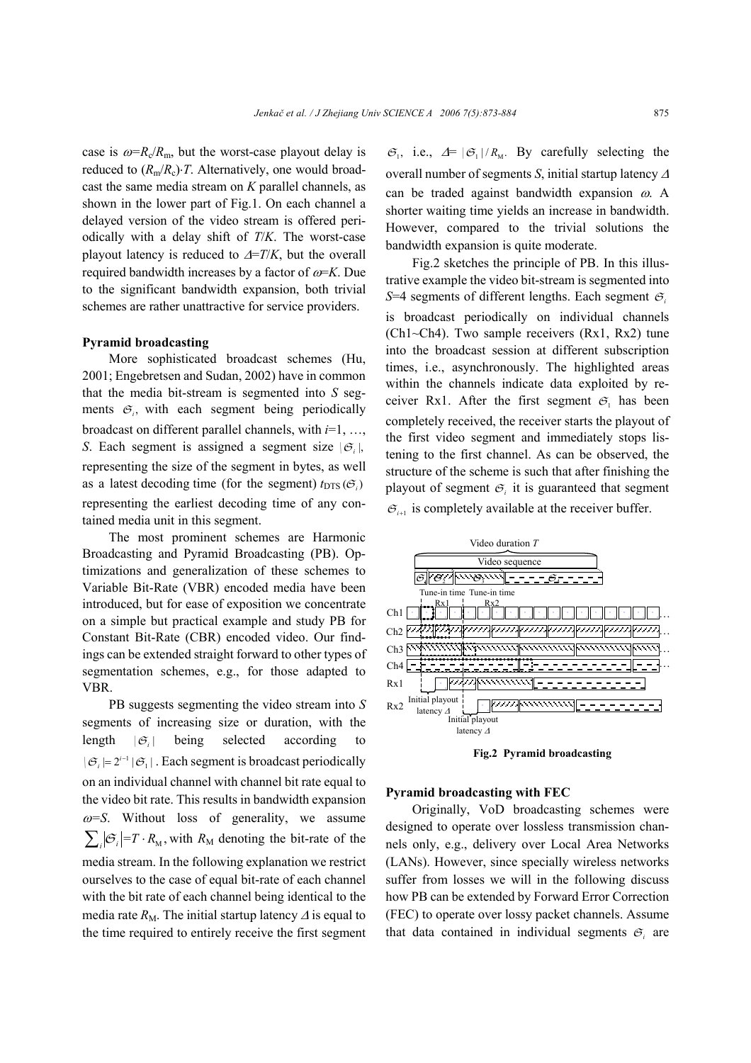case is $\omega=R_c/R_m$, but the worst-case playout delay is reduced to $(R_m/R_c)\cdot T$. Alternatively, one would broadcast the same media stream on $K$ parallel channels, as shown in the lower part of Fig.1. On each channel a delayed version of the video stream is offered periodically with a delay shift of $T/K$. The worst-case playout latency is reduced to $\Delta=T/K$, but the overall required bandwidth increases by a factor of $\omega=K$. Due to the significant bandwidth expansion, both trivial schemes are rather unattractive for service providers.

**Pyramid broadcasting**

More sophisticated broadcast schemes (Hu, 2001; Engebretsen and Sudan, 2002) have in common that the media bit-stream is segmented into $S$ segments $\mathcal{G}_i$, with each segment being periodically broadcast on different parallel channels, with $i=1, \ldots, S$. Each segment is assigned a segment size $|\mathcal{G}_i|$, representing the size of the segment in bytes, as well as a latest decoding time (for the segment) $t_{\mathrm{DTS}}(\mathcal{G}_i)$ representing the earliest decoding time of any contained media unit in this segment.

The most prominent schemes are Harmonic Broadcasting and Pyramid Broadcasting (PB). Optimizations and generalization of these schemes to Variable Bit-Rate (VBR) encoded media have been introduced, but for ease of exposition we concentrate on a simple but practical example and study PB for Constant Bit-Rate (CBR) encoded video. Our findings can be extended straight forward to other types of segmentation schemes, e.g., for those adapted to VBR.

PB suggests segmenting the video stream into $S$ segments of increasing size or duration, with the length $|\mathcal{G}_i|$ being selected according to $|\mathcal{G}_i|=2^{i-1}|\mathcal{G}_1|$. Each segment is broadcast periodically on an individual channel with channel bit rate equal to the video bit rate. This results in bandwidth expansion $\omega=S$. Without loss of generality, we assume $\sum_i|\mathcal{G}_i|=T\cdot R_{\mathrm{M}}$, with $R_{\mathrm{M}}$ denoting the bit-rate of the media stream. In the following explanation we restrict ourselves to the case of equal bit-rate of each channel with the bit rate of each channel being identical to the media rate $R_{\mathrm{M}}$. The initial startup latency $\Delta$ is equal to the time required to entirely receive the first segment $\mathcal{G}_1$, i.e., $\Delta=|\mathcal{G}_1|/R_{\mathrm{M}}$. By carefully selecting the overall number of segments $S$, initial startup latency $\Delta$ can be traded against bandwidth expansion $\omega$. A shorter waiting time yields an increase in bandwidth. However, compared to the trivial solutions the bandwidth expansion is quite moderate.

Fig.2 sketches the principle of PB. In this illustrative example the video bit-stream is segmented into $S=4$ segments of different lengths. Each segment $\mathcal{G}_i$ is broadcast periodically on individual channels (Ch1~Ch4). Two sample receivers (Rx1, Rx2) tune into the broadcast session at different subscription times, i.e., asynchronously. The highlighted areas within the channels indicate data exploited by receiver Rx1. After the first segment $\mathcal{G}_1$ has been completely received, the receiver starts the playout of the first video segment and immediately stops listening to the first channel. As can be observed, the structure of the scheme is such that after finishing the playout of segment $\mathcal{G}_i$ it is guaranteed that segment $\mathcal{G}_{i+1}$ is completely available at the receiver buffer.

**Fig.2 Pyramid broadcasting**

**Pyramid broadcasting with FEC**

Originally, VoD broadcasting schemes were designed to operate over lossless transmission channels only, e.g., delivery over Local Area Networks (LANs). However, since specially wireless networks suffer from losses we will in the following discuss how PB can be extended by Forward Error Correction (FEC) to operate over lossy packet channels. Assume that data contained in individual segments $\mathcal{G}_i$ are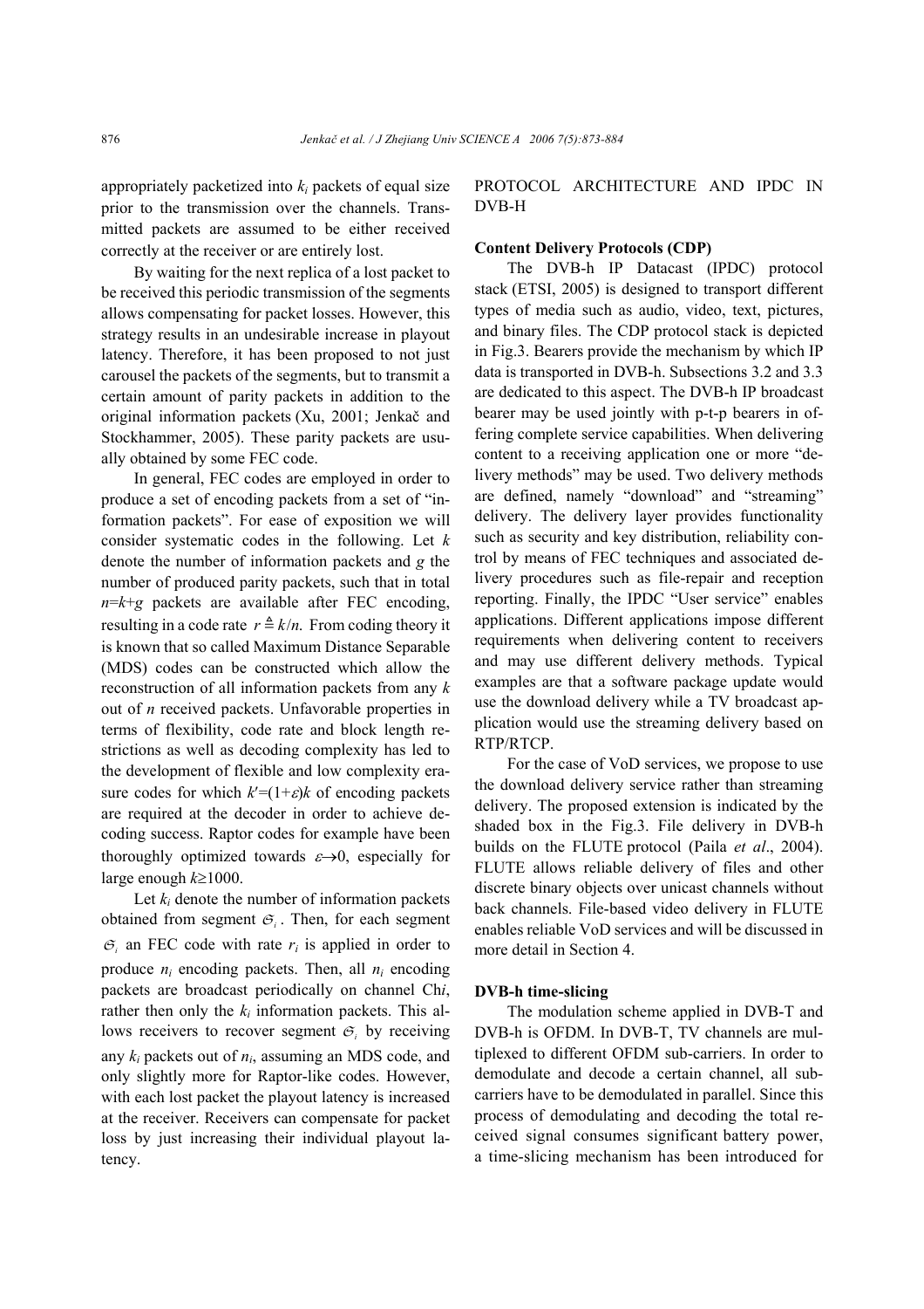appropriately packetized into $k_i$ packets of equal size prior to the transmission over the channels. Transmitted packets are assumed to be either received correctly at the receiver or are entirely lost.

By waiting for the next replica of a lost packet to be received this periodic transmission of the segments allows compensating for packet losses. However, this strategy results in an undesirable increase in playout latency. Therefore, it has been proposed to not just carousel the packets of the segments, but to transmit a certain amount of parity packets in addition to the original information packets (Xu, 2001; Jenkač and Stockhammer, 2005). These parity packets are usually obtained by some FEC code.

In general, FEC codes are employed in order to produce a set of encoding packets from a set of "information packets". For ease of exposition we will consider systematic codes in the following. Let $k$ denote the number of information packets and $g$ the number of produced parity packets, such that in total $n$=$k$+$g$ packets are available after FEC encoding, resulting in a code rate $r \triangleq k/n$. From coding theory it is known that so called Maximum Distance Separable (MDS) codes can be constructed which allow the reconstruction of all information packets from any $k$ out of $n$ received packets. Unfavorable properties in terms of flexibility, code rate and block length restrictions as well as decoding complexity has led to the development of flexible and low complexity erasure codes for which $k'$=$(1+\varepsilon)k$ of encoding packets are required at the decoder in order to achieve decoding success. Raptor codes for example have been thoroughly optimized towards $\varepsilon \rightarrow 0$, especially for large enough $k \geq 1000$.

Let $k_i$ denote the number of information packets obtained from segment $\mathcal{S}_i$. Then, for each segment $\mathcal{S}_i$ an FEC code with rate $r_i$ is applied in order to produce $n_i$ encoding packets. Then, all $n_i$ encoding packets are broadcast periodically on channel Ch$i$, rather then only the $k_i$ information packets. This allows receivers to recover segment $\mathcal{S}_i$ by receiving any $k_i$ packets out of $n_i$, assuming an MDS code, and only slightly more for Raptor-like codes. However, with each lost packet the playout latency is increased at the receiver. Receivers can compensate for packet loss by just increasing their individual playout latency.

PROTOCOL ARCHITECTURE AND IPDC IN DVB-H

**Content Delivery Protocols (CDP)**

The DVB-h IP Datacast (IPDC) protocol stack (ETSI, 2005) is designed to transport different types of media such as audio, video, text, pictures, and binary files. The CDP protocol stack is depicted in Fig.3. Bearers provide the mechanism by which IP data is transported in DVB-h. Subsections 3.2 and 3.3 are dedicated to this aspect. The DVB-h IP broadcast bearer may be used jointly with p-t-p bearers in offering complete service capabilities. When delivering content to a receiving application one or more "delivery methods" may be used. Two delivery methods are defined, namely "download" and "streaming" delivery. The delivery layer provides functionality such as security and key distribution, reliability control by means of FEC techniques and associated delivery procedures such as file-repair and reception reporting. Finally, the IPDC "User service" enables applications. Different applications impose different requirements when delivering content to receivers and may use different delivery methods. Typical examples are that a software package update would use the download delivery while a TV broadcast application would use the streaming delivery based on RTP/RTCP.

For the case of VoD services, we propose to use the download delivery service rather than streaming delivery. The proposed extension is indicated by the shaded box in the Fig.3. File delivery in DVB-h builds on the FLUTE protocol (Paila *et al*., 2004). FLUTE allows reliable delivery of files and other discrete binary objects over unicast channels without back channels. File-based video delivery in FLUTE enables reliable VoD services and will be discussed in more detail in Section 4.

**DVB-h time-slicing**

The modulation scheme applied in DVB-T and DVB-h is OFDM. In DVB-T, TV channels are multiplexed to different OFDM sub-carriers. In order to demodulate and decode a certain channel, all subcarriers have to be demodulated in parallel. Since this process of demodulating and decoding the total received signal consumes significant battery power, a time-slicing mechanism has been introduced for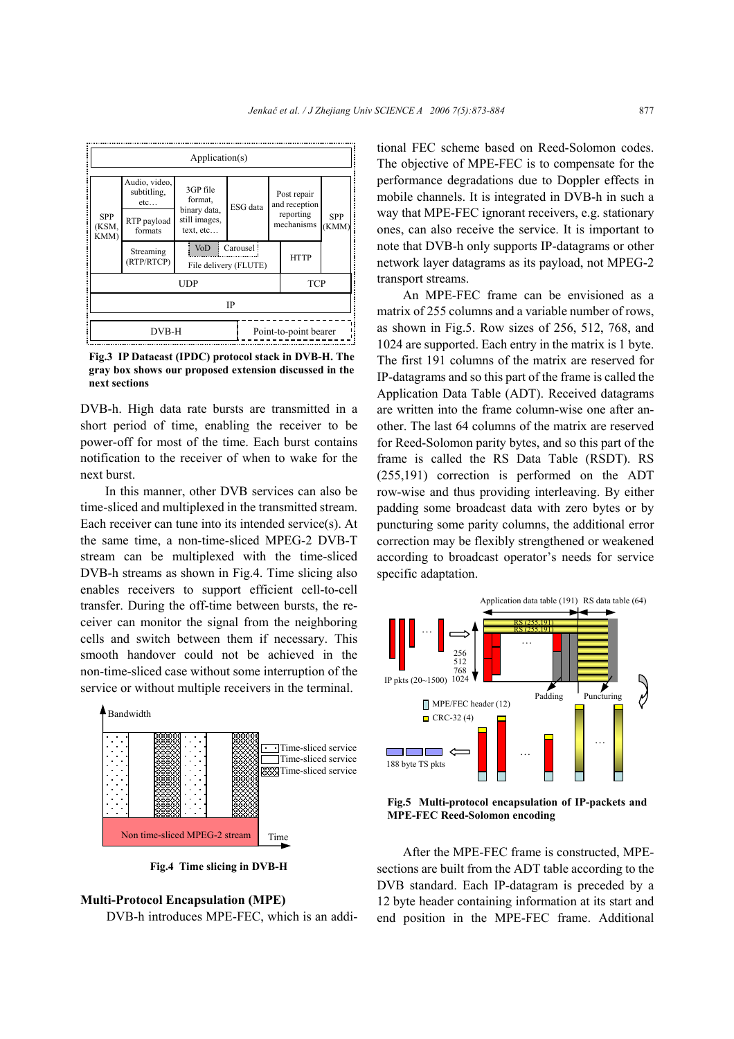Fig.3 **IP Datacast (IPDC) protocol stack in DVB-H. The gray box shows our proposed extension discussed in the next sections**

DVB-h. High data rate bursts are transmitted in a short period of time, enabling the receiver to be power-off for most of the time. Each burst contains notification to the receiver of when to wake for the next burst.

In this manner, other DVB services can also be time-sliced and multiplexed in the transmitted stream. Each receiver can tune into its intended service(s). At the same time, a non-time-sliced MPEG-2 DVB-T stream can be multiplexed with the time-sliced DVB-h streams as shown in Fig.4. Time slicing also enables receivers to support efficient cell-to-cell transfer. During the off-time between bursts, the receiver can monitor the signal from the neighboring cells and switch between them if necessary. This smooth handover could not be achieved in the non-time-sliced case without some interruption of the service or without multiple receivers in the terminal.

**Fig.4 Time slicing in DVB-H**

### Multi-Protocol Encapsulation (MPE)

DVB-h introduces MPE-FEC, which is an additional FEC scheme based on Reed-Solomon codes. The objective of MPE-FEC is to compensate for the performance degradations due to Doppler effects in mobile channels. It is integrated in DVB-h in such a way that MPE-FEC ignorant receivers, e.g. stationary ones, can also receive the service. It is important to note that DVB-h only supports IP-datagrams or other network layer datagrams as its payload, not MPEG-2 transport streams.

An MPE-FEC frame can be envisioned as a matrix of 255 columns and a variable number of rows, as shown in Fig.5. Row sizes of 256, 512, 768, and 1024 are supported. Each entry in the matrix is 1 byte. The first 191 columns of the matrix are reserved for IP-datagrams and so this part of the frame is called the Application Data Table (ADT). Received datagrams are written into the frame column-wise one after another. The last 64 columns of the matrix are reserved for Reed-Solomon parity bytes, and so this part of the frame is called the RS Data Table (RSDT). RS (255,191) correction is performed on the ADT row-wise and thus providing interleaving. By either padding some broadcast data with zero bytes or by puncturing some parity columns, the additional error correction may be flexibly strengthened or weakened according to broadcast operator's needs for service specific adaptation.

**Fig.5 Multi-protocol encapsulation of IP-packets and MPE-FEC Reed-Solomon encoding**

After the MPE-FEC frame is constructed, MPE-sections are built from the ADT table according to the DVB standard. Each IP-datagram is preceded by a 12 byte header containing information at its start and end position in the MPE-FEC frame. Additional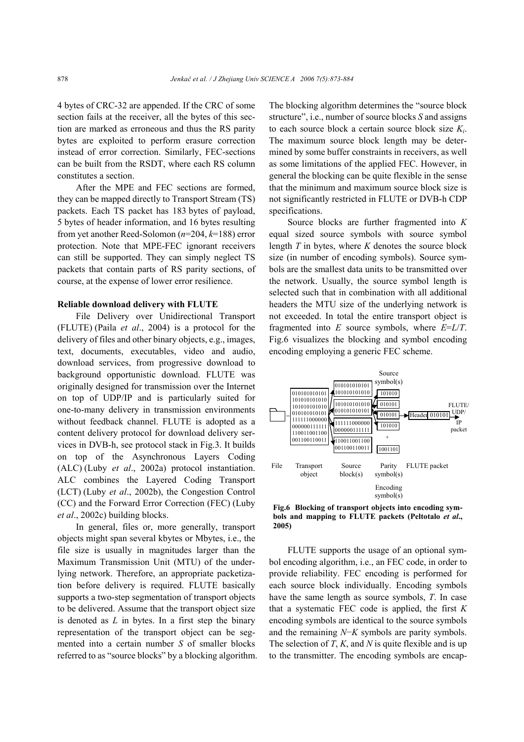4 bytes of CRC-32 are appended. If the CRC of some section fails at the receiver, all the bytes of this section are marked as erroneous and thus the RS parity bytes are exploited to perform erasure correction instead of error correction. Similarly, FEC-sections can be built from the RSDT, where each RS column constitutes a section.

After the MPE and FEC sections are formed, they can be mapped directly to Transport Stream (TS) packets. Each TS packet has 183 bytes of payload, 5 bytes of header information, and 16 bytes resulting from yet another Reed-Solomon ($n$=204, $k$=188) error protection. Note that MPE-FEC ignorant receivers can still be supported. They can simply neglect TS packets that contain parts of RS parity sections, of course, at the expense of lower error resilience.

**Reliable download delivery with FLUTE**

File Delivery over Unidirectional Transport (FLUTE) (Paila *et al*., 2004) is a protocol for the delivery of files and other binary objects, e.g., images, text, documents, executables, video and audio, download services, from progressive download to background opportunistic download. FLUTE was originally designed for transmission over the Internet on top of UDP/IP and is particularly suited for one-to-many delivery in transmission environments without feedback channel. FLUTE is adopted as a content delivery protocol for download delivery services in DVB-h, see protocol stack in Fig.3. It builds on top of the Asynchronous Layers Coding (ALC) (Luby *et al*., 2002a) protocol instantiation. ALC combines the Layered Coding Transport (LCT) (Luby *et al*., 2002b), the Congestion Control (CC) and the Forward Error Correction (FEC) (Luby *et al*., 2002c) building blocks.

In general, files or, more generally, transport objects might span several kbytes or Mbytes, i.e., the file size is usually in magnitudes larger than the Maximum Transmission Unit (MTU) of the underlying network. Therefore, an appropriate packetization before delivery is required. FLUTE basically supports a two-step segmentation of transport objects to be delivered. Assume that the transport object size is denoted as $L$ in bytes. In a first step the binary representation of the transport object can be segmented into a certain number $S$ of smaller blocks referred to as "source blocks" by a blocking algorithm. The blocking algorithm determines the "source block structure", i.e., number of source blocks $S$ and assigns to each source block a certain source block size $K_i$. The maximum source block length may be determined by some buffer constraints in receivers, as well as some limitations of the applied FEC. However, in general the blocking can be quite flexible in the sense that the minimum and maximum source block size is not significantly restricted in FLUTE or DVB-h CDP specifications.

Source blocks are further fragmented into $K$ equal sized source symbols with source symbol length $T$ in bytes, where $K$ denotes the source block size (in number of encoding symbols). Source symbols are the smallest data units to be transmitted over the network. Usually, the source symbol length is selected such that in combination with all additional headers the MTU size of the underlying network is not exceeded. In total the entire transport object is fragmented into $E$ source symbols, where $E$=$L$/$T$. Fig.6 visualizes the blocking and symbol encoding encoding employing a generic FEC scheme.

Source symbol(s)
File
Transport object
Source block(s)
Parity symbol(s)
Encoding symbol(s)
Header
FLUTE packet
FLUTE/UDP/IP packet

**Fig.6 Blocking of transport objects into encoding symbols and mapping to FLUTE packets (Peltotalo *et al*., 2005)**

FLUTE supports the usage of an optional symbol encoding algorithm, i.e., an FEC code, in order to provide reliability. FEC encoding is performed for each source block individually. Encoding symbols have the same length as source symbols, $T$. In case that a systematic FEC code is applied, the first $K$ encoding symbols are identical to the source symbols and the remaining $N$−$K$ symbols are parity symbols. The selection of $T$, $K$, and $N$ is quite flexible and is up to the transmitter. The encoding symbols are encap-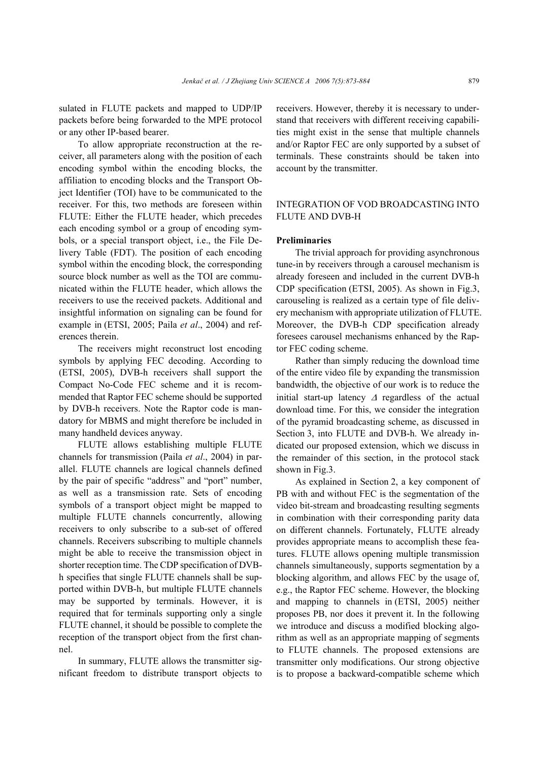sulated in FLUTE packets and mapped to UDP/IP packets before being forwarded to the MPE protocol or any other IP-based bearer.

To allow appropriate reconstruction at the receiver, all parameters along with the position of each encoding symbol within the encoding blocks, the affiliation to encoding blocks and the Transport Object Identifier (TOI) have to be communicated to the receiver. For this, two methods are foreseen within FLUTE: Either the FLUTE header, which precedes each encoding symbol or a group of encoding symbols, or a special transport object, i.e., the File Delivery Table (FDT). The position of each encoding symbol within the encoding block, the corresponding source block number as well as the TOI are communicated within the FLUTE header, which allows the receivers to use the received packets. Additional and insightful information on signaling can be found for example in (ETSI, 2005; Paila *et al*., 2004) and references therein.

The receivers might reconstruct lost encoding symbols by applying FEC decoding. According to (ETSI, 2005), DVB-h receivers shall support the Compact No-Code FEC scheme and it is recommended that Raptor FEC scheme should be supported by DVB-h receivers. Note the Raptor code is mandatory for MBMS and might therefore be included in many handheld devices anyway.

FLUTE allows establishing multiple FLUTE channels for transmission (Paila *et al*., 2004) in parallel. FLUTE channels are logical channels defined by the pair of specific "address" and "port" number, as well as a transmission rate. Sets of encoding symbols of a transport object might be mapped to multiple FLUTE channels concurrently, allowing receivers to only subscribe to a sub-set of offered channels. Receivers subscribing to multiple channels might be able to receive the transmission object in shorter reception time. The CDP specification of DVB-h specifies that single FLUTE channels shall be supported within DVB-h, but multiple FLUTE channels may be supported by terminals. However, it is required that for terminals supporting only a single FLUTE channel, it should be possible to complete the reception of the transport object from the first channel.

In summary, FLUTE allows the transmitter significant freedom to distribute transport objects to receivers. However, thereby it is necessary to understand that receivers with different receiving capabilities might exist in the sense that multiple channels and/or Raptor FEC are only supported by a subset of terminals. These constraints should be taken into account by the transmitter.

## INTEGRATION OF VOD BROADCASTING INTO FLUTE AND DVB-H

### Preliminaries

The trivial approach for providing asynchronous tune-in by receivers through a carousel mechanism is already foreseen and included in the current DVB-h CDP specification (ETSI, 2005). As shown in Fig.3, carouseling is realized as a certain type of file delivery mechanism with appropriate utilization of FLUTE. Moreover, the DVB-h CDP specification already foresees carousel mechanisms enhanced by the Raptor FEC coding scheme.

Rather than simply reducing the download time of the entire video file by expanding the transmission bandwidth, the objective of our work is to reduce the initial start-up latency $\Delta$ regardless of the actual download time. For this, we consider the integration of the pyramid broadcasting scheme, as discussed in Section 3, into FLUTE and DVB-h. We already indicated our proposed extension, which we discuss in the remainder of this section, in the protocol stack shown in Fig.3.

As explained in Section 2, a key component of PB with and without FEC is the segmentation of the video bit-stream and broadcasting resulting segments in combination with their corresponding parity data on different channels. Fortunately, FLUTE already provides appropriate means to accomplish these features. FLUTE allows opening multiple transmission channels simultaneously, supports segmentation by a blocking algorithm, and allows FEC by the usage of, e.g., the Raptor FEC scheme. However, the blocking and mapping to channels in (ETSI, 2005) neither proposes PB, nor does it prevent it. In the following we introduce and discuss a modified blocking algorithm as well as an appropriate mapping of segments to FLUTE channels. The proposed extensions are transmitter only modifications. Our strong objective is to propose a backward-compatible scheme which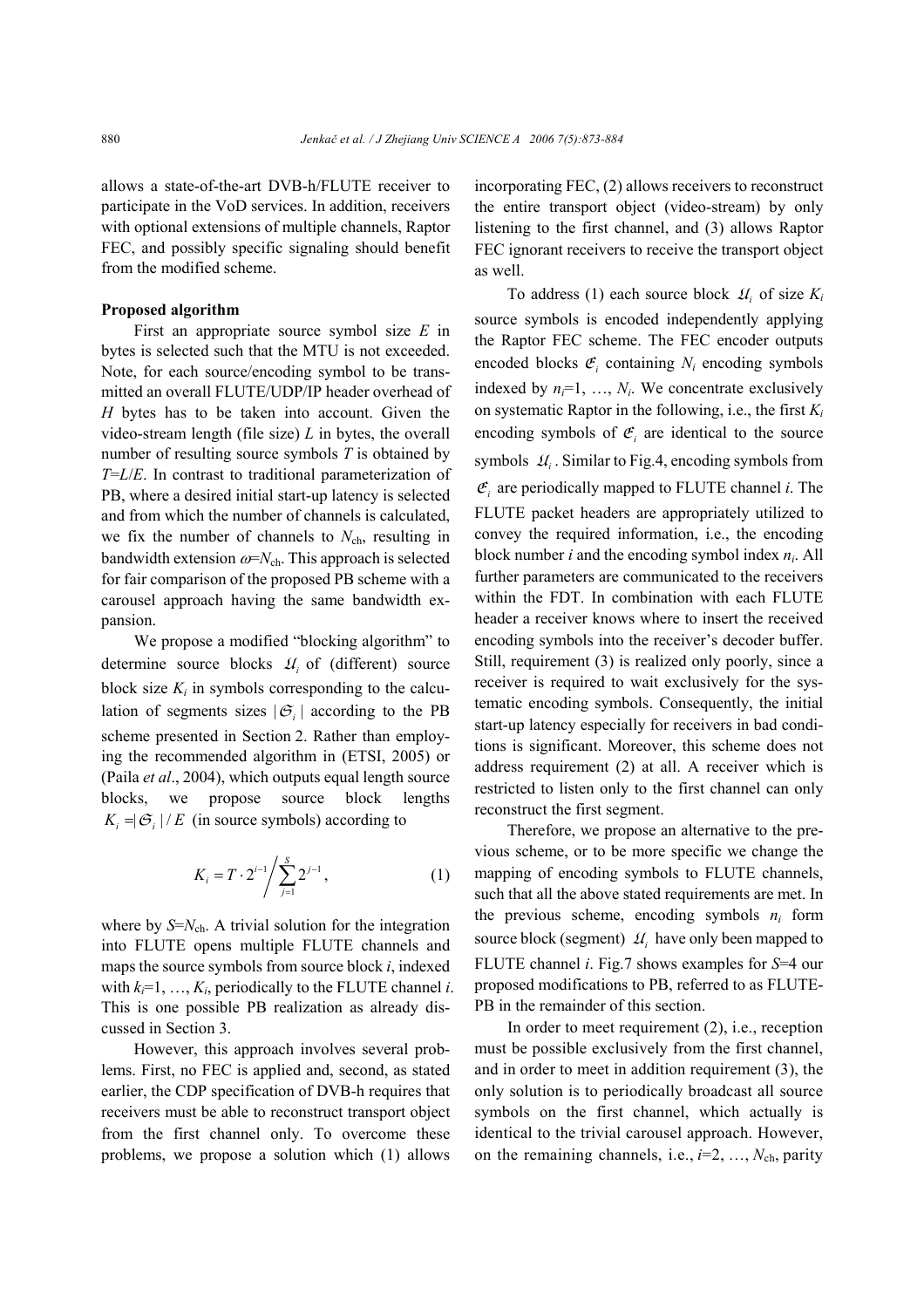allows a state-of-the-art DVB-h/FLUTE receiver to participate in the VoD services. In addition, receivers with optional extensions of multiple channels, Raptor FEC, and possibly specific signaling should benefit from the modified scheme.

**Proposed algorithm**

First an appropriate source symbol size $E$ in bytes is selected such that the MTU is not exceeded. Note, for each source/encoding symbol to be transmitted an overall FLUTE/UDP/IP header overhead of $H$ bytes has to be taken into account. Given the video-stream length (file size) $L$ in bytes, the overall number of resulting source symbols $T$ is obtained by $T=L/E$. In contrast to traditional parameterization of PB, where a desired initial start-up latency is selected and from which the number of channels is calculated, we fix the number of channels to $N_{\text{ch}}$, resulting in bandwidth extension $\omega=N_{\text{ch}}$. This approach is selected for fair comparison of the proposed PB scheme with a carousel approach having the same bandwidth expansion.

We propose a modified "blocking algorithm" to determine source blocks $\mathcal{U}_i$ of (different) source block size $K_i$ in symbols corresponding to the calculation of segments sizes $|\mathcal{S}_i|$ according to the PB scheme presented in Section 2. Rather than employing the recommended algorithm in (ETSI, 2005) or (Paila *et al*., 2004), which outputs equal length source blocks, we propose source block lengths $K_i=|\mathcal{S}_i|/E$ (in source symbols) according to

$$K_i = T \cdot 2^{i-1} \Big/ \sum_{j=1}^{S} 2^{j-1}, \tag{1}$$

where by $S=N_{\text{ch}}$. A trivial solution for the integration into FLUTE opens multiple FLUTE channels and maps the source symbols from source block $i$, indexed with $k_i=1, \ldots, K_i$, periodically to the FLUTE channel $i$. This is one possible PB realization as already discussed in Section 3.

However, this approach involves several problems. First, no FEC is applied and, second, as stated earlier, the CDP specification of DVB-h requires that receivers must be able to reconstruct transport object from the first channel only. To overcome these problems, we propose a solution which (1) allows incorporating FEC, (2) allows receivers to reconstruct the entire transport object (video-stream) by only listening to the first channel, and (3) allows Raptor FEC ignorant receivers to receive the transport object as well.

To address (1) each source block $\mathcal{U}_i$ of size $K_i$ source symbols is encoded independently applying the Raptor FEC scheme. The FEC encoder outputs encoded blocks $\mathcal{E}_i$ containing $N_i$ encoding symbols indexed by $n_i=1, \ldots, N_i$. We concentrate exclusively on systematic Raptor in the following, i.e., the first $K_i$ encoding symbols of $\mathcal{E}_i$ are identical to the source symbols $\mathcal{U}_i$. Similar to Fig.4, encoding symbols from $\mathcal{E}_i$ are periodically mapped to FLUTE channel $i$. The FLUTE packet headers are appropriately utilized to convey the required information, i.e., the encoding block number $i$ and the encoding symbol index $n_i$. All further parameters are communicated to the receivers within the FDT. In combination with each FLUTE header a receiver knows where to insert the received encoding symbols into the receiver's decoder buffer. Still, requirement (3) is realized only poorly, since a receiver is required to wait exclusively for the systematic encoding symbols. Consequently, the initial start-up latency especially for receivers in bad conditions is significant. Moreover, this scheme does not address requirement (2) at all. A receiver which is restricted to listen only to the first channel can only reconstruct the first segment.

Therefore, we propose an alternative to the previous scheme, or to be more specific we change the mapping of encoding symbols to FLUTE channels, such that all the above stated requirements are met. In the previous scheme, encoding symbols $n_i$ form source block (segment) $\mathcal{U}_i$ have only been mapped to FLUTE channel $i$. Fig.7 shows examples for $S=4$ our proposed modifications to PB, referred to as FLUTE-PB in the remainder of this section.

In order to meet requirement (2), i.e., reception must be possible exclusively from the first channel, and in order to meet in addition requirement (3), the only solution is to periodically broadcast all source symbols on the first channel, which actually is identical to the trivial carousel approach. However, on the remaining channels, i.e., $i=2, \ldots, N_{\text{ch}}$, parity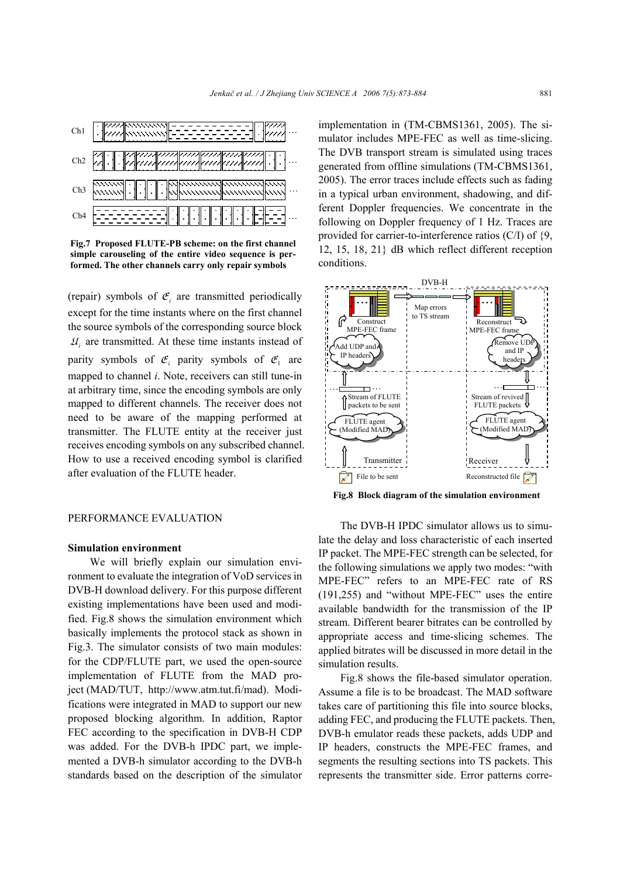Fig.7 Proposed FLUTE-PB scheme: on the first channel simple carouseling of the entire video sequence is performed. The other channels carry only repair symbols

(repair) symbols of $\mathcal{E}_i$ are transmitted periodically except for the time instants where on the first channel the source symbols of the corresponding source block $\mathcal{U}_i$ are transmitted. At these time instants instead of parity symbols of $\mathcal{E}_i$ parity symbols of $\mathcal{E}_1$ are mapped to channel $i$. Note, receivers can still tune-in at arbitrary time, since the encoding symbols are only mapped to different channels. The receiver does not need to be aware of the mapping performed at transmitter. The FLUTE entity at the receiver just receives encoding symbols on any subscribed channel. How to use a received encoding symbol is clarified after evaluation of the FLUTE header.

## PERFORMANCE EVALUATION

### Simulation environment

We will briefly explain our simulation environment to evaluate the integration of VoD services in DVB-H download delivery. For this purpose different existing implementations have been used and modified. Fig.8 shows the simulation environment which basically implements the protocol stack as shown in Fig.3. The simulator consists of two main modules: for the CDP/FLUTE part, we used the open-source implementation of FLUTE from the MAD project (MAD/TUT, http://www.atm.tut.fi/mad). Modifications were integrated in MAD to support our new proposed blocking algorithm. In addition, Raptor FEC according to the specification in DVB-H CDP was added. For the DVB-h IPDC part, we implemented a DVB-h simulator according to the DVB-h standards based on the description of the simulator implementation in (TM-CBMS1361, 2005). The simulator includes MPE-FEC as well as time-slicing. The DVB transport stream is simulated using traces generated from offline simulations (TM-CBMS1361, 2005). The error traces include effects such as fading in a typical urban environment, shadowing, and different Doppler frequencies. We concentrate in the following on Doppler frequency of 1 Hz. Traces are provided for carrier-to-interference ratios (C/I) of {9, 12, 15, 18, 21} dB which reflect different reception conditions.

Fig.8 Block diagram of the simulation environment

The DVB-H IPDC simulator allows us to simulate the delay and loss characteristic of each inserted IP packet. The MPE-FEC strength can be selected, for the following simulations we apply two modes: "with MPE-FEC" refers to an MPE-FEC rate of RS (191,255) and "without MPE-FEC" uses the entire available bandwidth for the transmission of the IP stream. Different bearer bitrates can be controlled by appropriate access and time-slicing schemes. The applied bitrates will be discussed in more detail in the simulation results.

Fig.8 shows the file-based simulator operation. Assume a file is to be broadcast. The MAD software takes care of partitioning this file into source blocks, adding FEC, and producing the FLUTE packets. Then, DVB-h emulator reads these packets, adds UDP and IP headers, constructs the MPE-FEC frames, and segments the resulting sections into TS packets. This represents the transmitter side. Error patterns corre-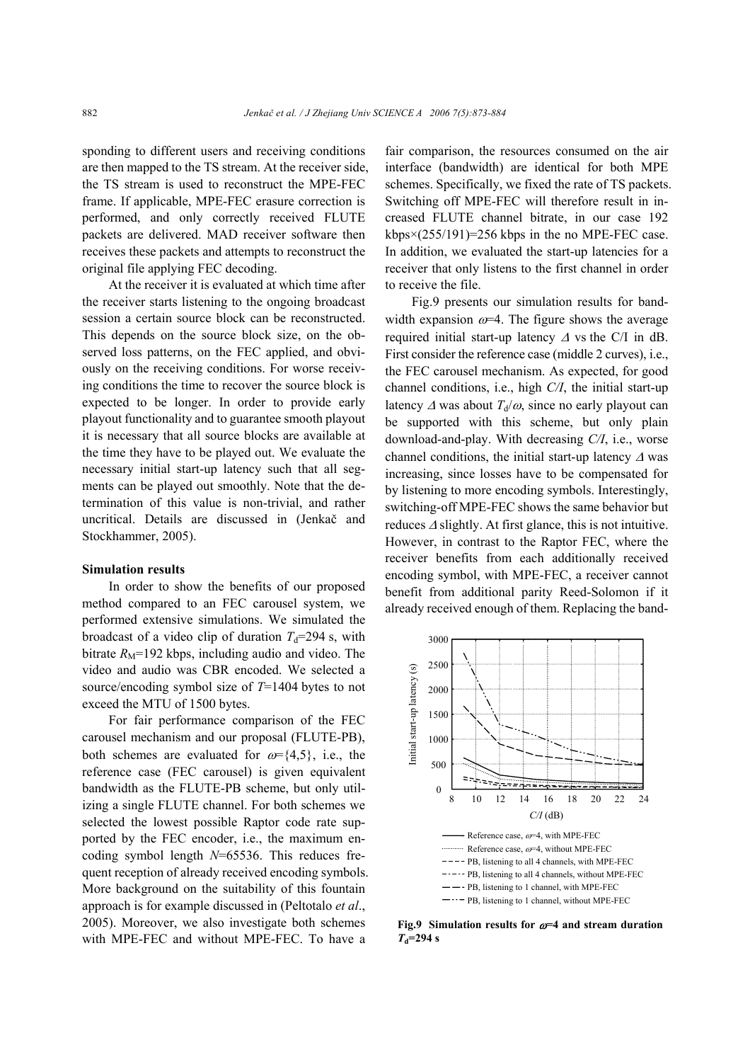sponding to different users and receiving conditions are then mapped to the TS stream. At the receiver side, the TS stream is used to reconstruct the MPE-FEC frame. If applicable, MPE-FEC erasure correction is performed, and only correctly received FLUTE packets are delivered. MAD receiver software then receives these packets and attempts to reconstruct the original file applying FEC decoding.

At the receiver it is evaluated at which time after the receiver starts listening to the ongoing broadcast session a certain source block can be reconstructed. This depends on the source block size, on the observed loss patterns, on the FEC applied, and obviously on the receiving conditions. For worse receiving conditions the time to recover the source block is expected to be longer. In order to provide early playout functionality and to guarantee smooth playout it is necessary that all source blocks are available at the time they have to be played out. We evaluate the necessary initial start-up latency such that all segments can be played out smoothly. Note that the determination of this value is non-trivial, and rather uncritical. Details are discussed in (Jenkač and Stockhammer, 2005).

**Simulation results**

In order to show the benefits of our proposed method compared to an FEC carousel system, we performed extensive simulations. We simulated the broadcast of a video clip of duration $T_d$=294 s, with bitrate $R_M$=192 kbps, including audio and video. The video and audio was CBR encoded. We selected a source/encoding symbol size of $T$=1404 bytes to not exceed the MTU of 1500 bytes.

For fair performance comparison of the FEC carousel mechanism and our proposal (FLUTE-PB), both schemes are evaluated for $\omega$={4,5}, i.e., the reference case (FEC carousel) is given equivalent bandwidth as the FLUTE-PB scheme, but only utilizing a single FLUTE channel. For both schemes we selected the lowest possible Raptor code rate supported by the FEC encoder, i.e., the maximum encoding symbol length $N$=65536. This reduces frequent reception of already received encoding symbols. More background on the suitability of this fountain approach is for example discussed in (Peltotalo *et al*., 2005). Moreover, we also investigate both schemes with MPE-FEC and without MPE-FEC. To have a fair comparison, the resources consumed on the air interface (bandwidth) are identical for both MPE schemes. Specifically, we fixed the rate of TS packets. Switching off MPE-FEC will therefore result in increased FLUTE channel bitrate, in our case 192 kbps×(255/191)=256 kbps in the no MPE-FEC case. In addition, we evaluated the start-up latencies for a receiver that only listens to the first channel in order to receive the file.

Fig.9 presents our simulation results for bandwidth expansion $\omega$=4. The figure shows the average required initial start-up latency $\Delta$ vs the C/I in dB. First consider the reference case (middle 2 curves), i.e., the FEC carousel mechanism. As expected, for good channel conditions, i.e., high *C/I*, the initial start-up latency $\Delta$ was about $T_d/\omega$, since no early playout can be supported with this scheme, but only plain download-and-play. With decreasing *C/I*, i.e., worse channel conditions, the initial start-up latency $\Delta$ was increasing, since losses have to be compensated for by listening to more encoding symbols. Interestingly, switching-off MPE-FEC shows the same behavior but reduces $\Delta$ slightly. At first glance, this is not intuitive. However, in contrast to the Raptor FEC, where the receiver benefits from each additionally received encoding symbol, with MPE-FEC, a receiver cannot benefit from additional parity Reed-Solomon if it already received enough of them. Replacing the band-

**Fig.9 Simulation results for $\omega$=4 and stream duration $T_d$=294 s**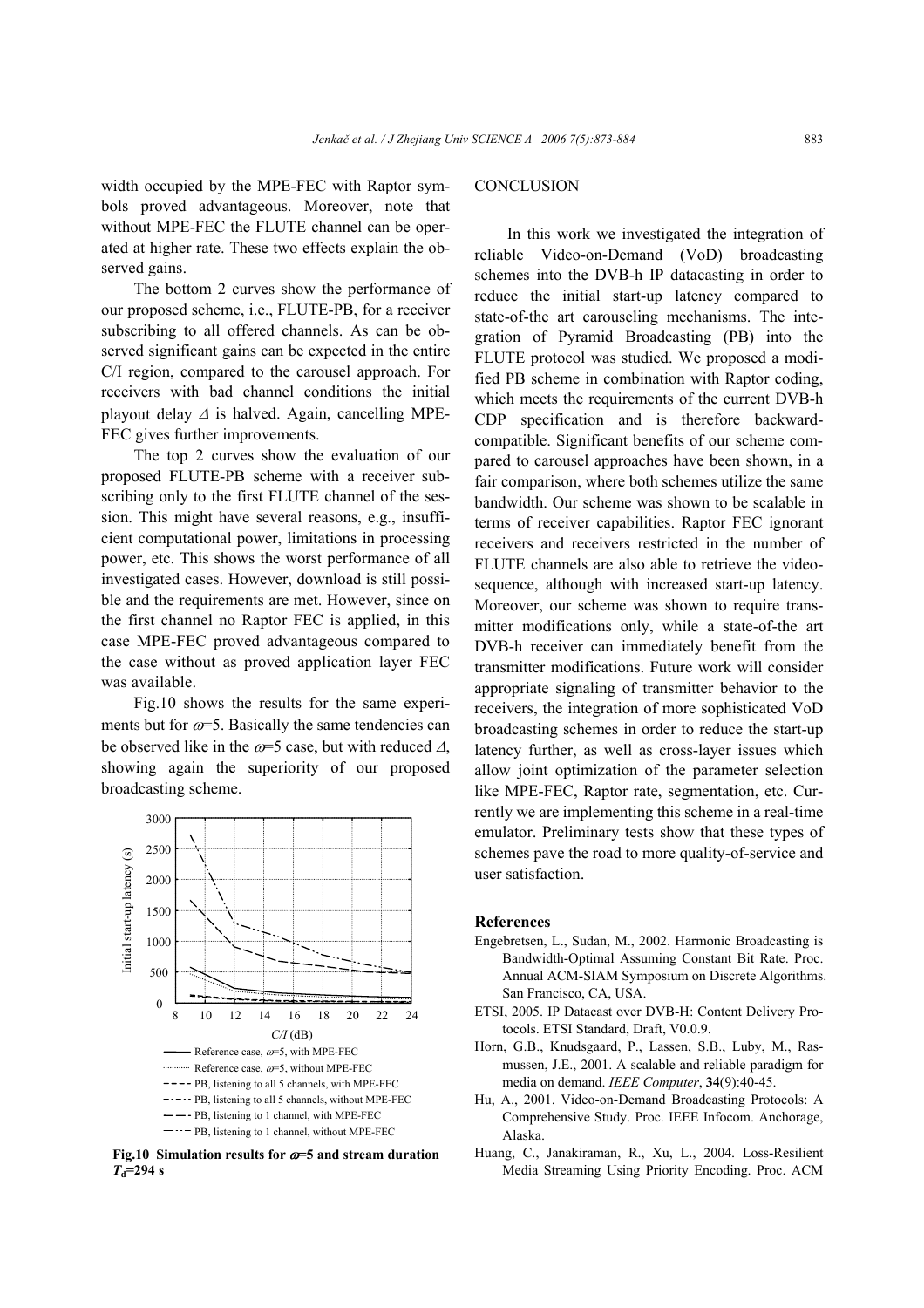width occupied by the MPE-FEC with Raptor symbols proved advantageous. Moreover, note that without MPE-FEC the FLUTE channel can be operated at higher rate. These two effects explain the observed gains.

The bottom 2 curves show the performance of our proposed scheme, i.e., FLUTE-PB, for a receiver subscribing to all offered channels. As can be observed significant gains can be expected in the entire C/I region, compared to the carousel approach. For receivers with bad channel conditions the initial playout delay $\Delta$ is halved. Again, cancelling MPE-FEC gives further improvements.

The top 2 curves show the evaluation of our proposed FLUTE-PB scheme with a receiver subscribing only to the first FLUTE channel of the session. This might have several reasons, e.g., insufficient computational power, limitations in processing power, etc. This shows the worst performance of all investigated cases. However, download is still possible and the requirements are met. However, since on the first channel no Raptor FEC is applied, in this case MPE-FEC proved advantageous compared to the case without as proved application layer FEC was available.

Fig.10 shows the results for the same experiments but for $\omega$=5. Basically the same tendencies can be observed like in the $\omega$=5 case, but with reduced $\Delta$, showing again the superiority of our proposed broadcasting scheme.

Fig.10 Simulation results for $\omega$=5 and stream duration $T_d$=294 s

## CONCLUSION

In this work we investigated the integration of reliable Video-on-Demand (VoD) broadcasting schemes into the DVB-h IP datacasting in order to reduce the initial start-up latency compared to state-of-the art carouseling mechanisms. The integration of Pyramid Broadcasting (PB) into the FLUTE protocol was studied. We proposed a modified PB scheme in combination with Raptor coding, which meets the requirements of the current DVB-h CDP specification and is therefore backward-compatible. Significant benefits of our scheme compared to carousel approaches have been shown, in a fair comparison, where both schemes utilize the same bandwidth. Our scheme was shown to be scalable in terms of receiver capabilities. Raptor FEC ignorant receivers and receivers restricted in the number of FLUTE channels are also able to retrieve the video-sequence, although with increased start-up latency. Moreover, our scheme was shown to require transmitter modifications only, while a state-of-the art DVB-h receiver can immediately benefit from the transmitter modifications. Future work will consider appropriate signaling of transmitter behavior to the receivers, the integration of more sophisticated VoD broadcasting schemes in order to reduce the start-up latency further, as well as cross-layer issues which allow joint optimization of the parameter selection like MPE-FEC, Raptor rate, segmentation, etc. Currently we are implementing this scheme in a real-time emulator. Preliminary tests show that these types of schemes pave the road to more quality-of-service and user satisfaction.

## References

Engebretsen, L., Sudan, M., 2002. Harmonic Broadcasting is Bandwidth-Optimal Assuming Constant Bit Rate. Proc. Annual ACM-SIAM Symposium on Discrete Algorithms. San Francisco, CA, USA.

ETSI, 2005. IP Datacast over DVB-H: Content Delivery Protocols. ETSI Standard, Draft, V0.0.9.

Horn, G.B., Knudsgaard, P., Lassen, S.B., Luby, M., Rasmussen, J.E., 2001. A scalable and reliable paradigm for media on demand. *IEEE Computer*, **34**(9):40-45.

Hu, A., 2001. Video-on-Demand Broadcasting Protocols: A Comprehensive Study. Proc. IEEE Infocom. Anchorage, Alaska.

Huang, C., Janakiraman, R., Xu, L., 2004. Loss-Resilient Media Streaming Using Priority Encoding. Proc. ACM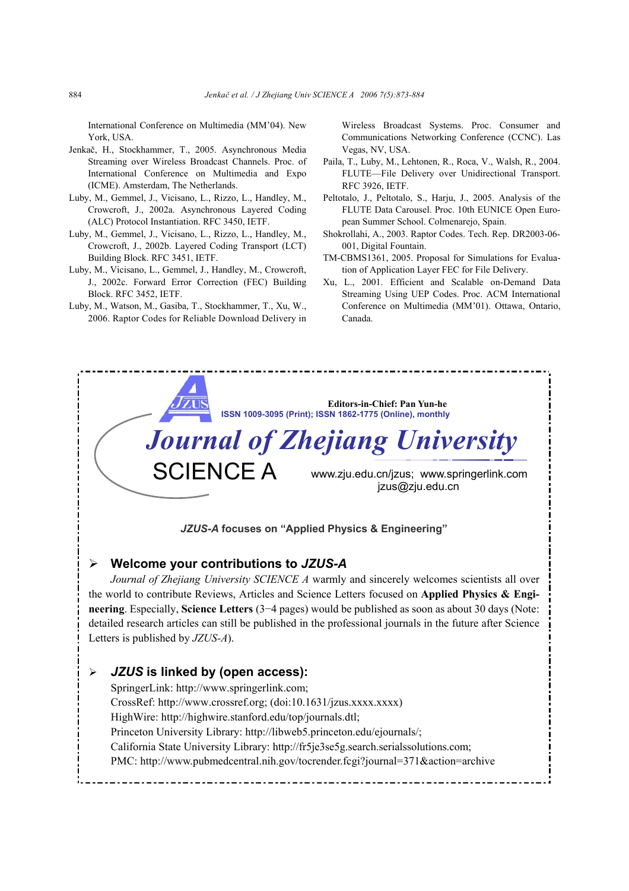International Conference on Multimedia (MM'04). New York, USA.

Jenkač, H., Stockhammer, T., 2005. Asynchronous Media Streaming over Wireless Broadcast Channels. Proc. of International Conference on Multimedia and Expo (ICME). Amsterdam, The Netherlands.

Luby, M., Gemmel, J., Vicisano, L., Rizzo, L., Handley, M., Crowcroft, J., 2002a. Asynchronous Layered Coding (ALC) Protocol Instantiation. RFC 3450, IETF.

Luby, M., Gemmel, J., Vicisano, L., Rizzo, L., Handley, M., Crowcroft, J., 2002b. Layered Coding Transport (LCT) Building Block. RFC 3451, IETF.

Luby, M., Vicisano, L., Gemmel, J., Handley, M., Crowcroft, J., 2002c. Forward Error Correction (FEC) Building Block. RFC 3452, IETF.

Luby, M., Watson, M., Gasiba, T., Stockhammer, T., Xu, W., 2006. Raptor Codes for Reliable Download Delivery in Wireless Broadcast Systems. Proc. Consumer and Communications Networking Conference (CCNC). Las Vegas, NV, USA.

Paila, T., Luby, M., Lehtonen, R., Roca, V., Walsh, R., 2004. FLUTE—File Delivery over Unidirectional Transport. RFC 3926, IETF.

Peltotalo, J., Peltotalo, S., Harju, J., 2005. Analysis of the FLUTE Data Carousel. Proc. 10th EUNICE Open European Summer School. Colmenarejo, Spain.

Shokrollahi, A., 2003. Raptor Codes. Tech. Rep. DR2003-06-001, Digital Fountain.

TM-CBMS1361, 2005. Proposal for Simulations for Evaluation of Application Layer FEC for File Delivery.

Xu, L., 2001. Efficient and Scalable on-Demand Data Streaming Using UEP Codes. Proc. ACM International Conference on Multimedia (MM'01). Ottawa, Ontario, Canada.

---

**Editors-in-Chief: Pan Yun-he**

ISSN 1009-3095 (Print); ISSN 1862-1775 (Online), monthly

# *Journal of Zhejiang University* SCIENCE A

www.zju.edu.cn/jzus; www.springerlink.com
jzus@zju.edu.cn

***JZUS-A*** **focuses on "Applied Physics & Engineering"**

## ➢ Welcome your contributions to *JZUS-A*

*Journal of Zhejiang University SCIENCE A* warmly and sincerely welcomes scientists all over the world to contribute Reviews, Articles and Science Letters focused on **Applied Physics & Engineering**. Especially, **Science Letters** (3−4 pages) would be published as soon as about 30 days (Note: detailed research articles can still be published in the professional journals in the future after Science Letters is published by *JZUS-A*).

## ➢ *JZUS* is linked by (open access):

SpringerLink: http://www.springerlink.com;
CrossRef: http://www.crossref.org; (doi:10.1631/jzus.xxxx.xxxx)
HighWire: http://highwire.stanford.edu/top/journals.dtl;
Princeton University Library: http://libweb5.princeton.edu/ejournals/;
California State University Library: http://fr5je3se5g.search.serialssolutions.com;
PMC: http://www.pubmedcentral.nih.gov/tocrender.fcgi?journal=371&action=archive